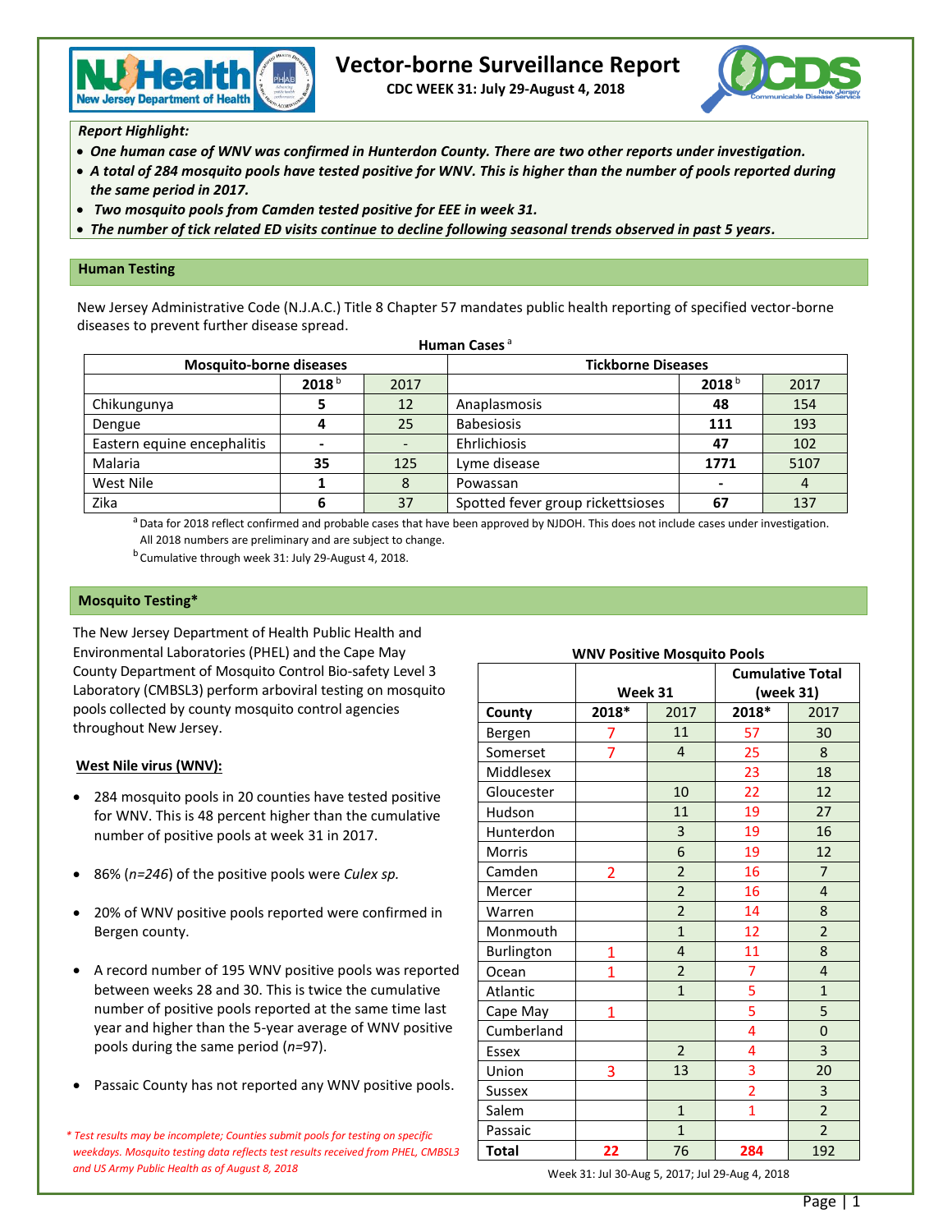# Vector-borne Surveillance Report

**CDC WEEK 31: July 29-August 4, 2018**

***Report Highlight:***

- ***One human case of WNV was confirmed in Hunterdon County. There are two other reports under investigation.***
- ***A total of 284 mosquito pools have tested positive for WNV. This is higher than the number of pools reported during the same period in 2017.***
- ***Two mosquito pools from Camden tested positive for EEE in week 31.***
- ***The number of tick related ED visits continue to decline following seasonal trends observed in past 5 years.***

## Human Testing

New Jersey Administrative Code (N.J.A.C.) Title 8 Chapter 57 mandates public health reporting of specified vector-borne diseases to prevent further disease spread.

**Human Cases** [a]

| Mosquito-borne diseases | | | Tickborne Diseases | | |
|---|---|---|---|---|---|
| | **2018** [b] | 2017 | | **2018** [b] | 2017 |
| Chikungunya | **5** | 12 | Anaplasmosis | **48** | 154 |
| Dengue | **4** | 25 | Babesiosis | **111** | 193 |
| Eastern equine encephalitis | **-** | - | Ehrlichiosis | **47** | 102 |
| Malaria | **35** | 125 | Lyme disease | **1771** | 5107 |
| West Nile | **1** | 8 | Powassan | **-** | 4 |
| Zika | **6** | 37 | Spotted fever group rickettsioses | **67** | 137 |

[a] Data for 2018 reflect confirmed and probable cases that have been approved by NJDOH. This does not include cases under investigation. All 2018 numbers are preliminary and are subject to change.

[b] Cumulative through week 31: July 29-August 4, 2018.

## Mosquito Testing*

The New Jersey Department of Health Public Health and Environmental Laboratories (PHEL) and the Cape May County Department of Mosquito Control Bio-safety Level 3 Laboratory (CMBSL3) perform arboviral testing on mosquito pools collected by county mosquito control agencies throughout New Jersey.

**West Nile virus (WNV):**

- 284 mosquito pools in 20 counties have tested positive for WNV. This is 48 percent higher than the cumulative number of positive pools at week 31 in 2017.
- 86% (*n=246*) of the positive pools were *Culex sp.*
- 20% of WNV positive pools reported were confirmed in Bergen county.
- A record number of 195 WNV positive pools was reported between weeks 28 and 30. This is twice the cumulative number of positive pools reported at the same time last year and higher than the 5-year average of WNV positive pools during the same period (*n*=97).
- Passaic County has not reported any WNV positive pools.

*\* Test results may be incomplete; Counties submit pools for testing on specific weekdays. Mosquito testing data reflects test results received from PHEL, CMBSL3 and US Army Public Health as of August 8, 2018*

**WNV Positive Mosquito Pools**

| | Week 31 | | Cumulative Total (week 31) | |
|---|---|---|---|---|
| **County** | **2018*** | 2017 | **2018*** | 2017 |
| Bergen | 7 | 11 | 57 | 30 |
| Somerset | 7 | 4 | 25 | 8 |
| Middlesex | | | 23 | 18 |
| Gloucester | | 10 | 22 | 12 |
| Hudson | | 11 | 19 | 27 |
| Hunterdon | | 3 | 19 | 16 |
| Morris | | 6 | 19 | 12 |
| Camden | 2 | 2 | 16 | 7 |
| Mercer | | 2 | 16 | 4 |
| Warren | | 2 | 14 | 8 |
| Monmouth | | 1 | 12 | 2 |
| Burlington | 1 | 4 | 11 | 8 |
| Ocean | 1 | 2 | 7 | 4 |
| Atlantic | | 1 | 5 | 1 |
| Cape May | 1 | | 5 | 5 |
| Cumberland | | | 4 | 0 |
| Essex | | 2 | 4 | 3 |
| Union | 3 | 13 | 3 | 20 |
| Sussex | | | 2 | 3 |
| Salem | | 1 | 1 | 2 |
| Passaic | | 1 | | 2 |
| **Total** | **22** | 76 | **284** | 192 |

Week 31: Jul 30-Aug 5, 2017; Jul 29-Aug 4, 2018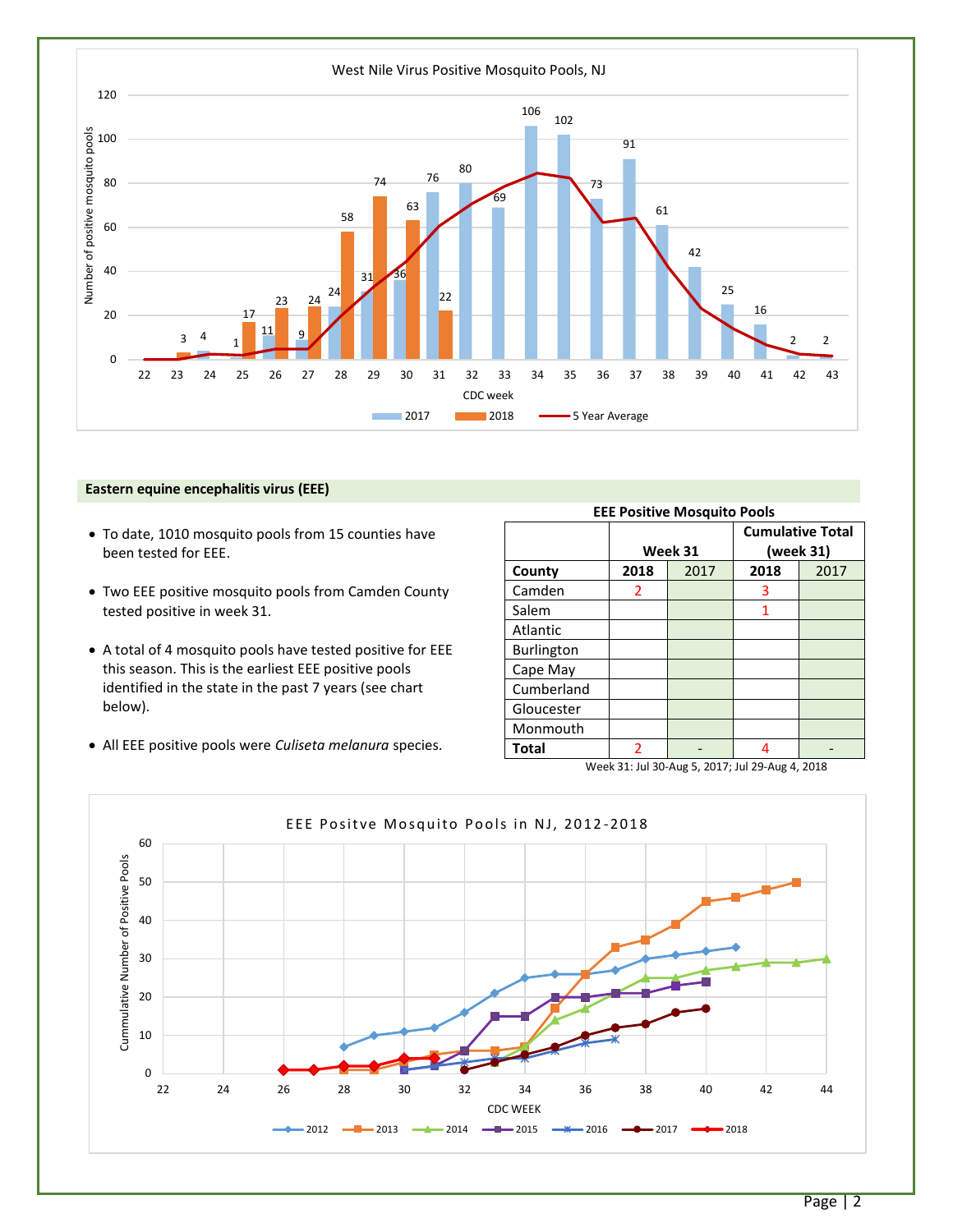West Nile Virus Positive Mosquito Pools, NJ

| CDC week | 2017 | 2018 |
| --- | --- | --- |
| 23 | | 3 |
| 24 | 4 | |
| 25 | 1 | 17 |
| 26 | 11 | 23 |
| 27 | 9 | 24 |
| 28 | 24 | 58 |
| 29 | 31 | 74 |
| 30 | 36 | 63 |
| 31 | 76 | 22 |
| 32 | 80 | |
| 33 | 69 | |
| 34 | 106 | |
| 35 | 102 | |
| 36 | 73 | |
| 37 | 91 | |
| 38 | 61 | |
| 39 | 42 | |
| 40 | 25 | |
| 41 | 16 | |
| 42 | 2 | |
| 43 | 2 | |

## Eastern equine encephalitis virus (EEE)

- To date, 1010 mosquito pools from 15 counties have been tested for EEE.
- Two EEE positive mosquito pools from Camden County tested positive in week 31.
- A total of 4 mosquito pools have tested positive for EEE this season. This is the earliest EEE positive pools identified in the state in the past 7 years (see chart below).
- All EEE positive pools were *Culiseta melanura* species.

**EEE Positive Mosquito Pools**

| | Week 31 | | Cumulative Total (week 31) | |
| --- | --- | --- | --- | --- |
| **County** | **2018** | 2017 | **2018** | 2017 |
| Camden | 2 | | 3 | |
| Salem | | | 1 | |
| Atlantic | | | | |
| Burlington | | | | |
| Cape May | | | | |
| Cumberland | | | | |
| Gloucester | | | | |
| Monmouth | | | | |
| **Total** | 2 | - | 4 | - |

Week 31: Jul 30-Aug 5, 2017; Jul 29-Aug 4, 2018

EEE Positve Mosquito Pools in NJ, 2012-2018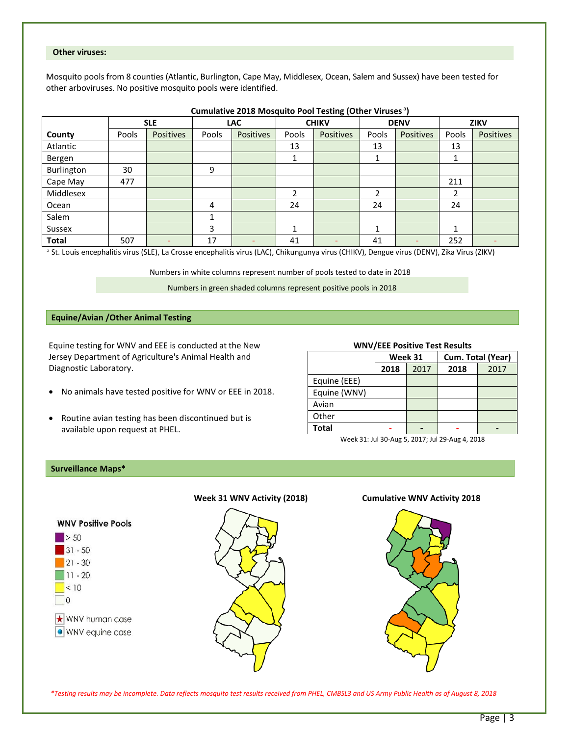### Other viruses:

Mosquito pools from 8 counties (Atlantic, Burlington, Cape May, Middlesex, Ocean, Salem and Sussex) have been tested for other arboviruses. No positive mosquito pools were identified.

**Cumulative 2018 Mosquito Pool Testing (Other Viruses [a])**

| | SLE | | LAC | | CHIKV | | DENV | | ZIKV | |
|---|---|---|---|---|---|---|---|---|---|---|
| **County** | Pools | Positives | Pools | Positives | Pools | Positives | Pools | Positives | Pools | Positives |
| Atlantic | | | | | 13 | | 13 | | 13 | |
| Bergen | | | | | 1 | | 1 | | 1 | |
| Burlington | 30 | | 9 | | | | | | | |
| Cape May | 477 | | | | | | | | 211 | |
| Middlesex | | | | | 2 | | 2 | | 2 | |
| Ocean | | | 4 | | 24 | | 24 | | 24 | |
| Salem | | | 1 | | | | | | | |
| Sussex | | | 3 | | 1 | | 1 | | 1 | |
| **Total** | 507 | - | 17 | - | 41 | - | 41 | - | 252 | - |

[a] St. Louis encephalitis virus (SLE), La Crosse encephalitis virus (LAC), Chikungunya virus (CHIKV), Dengue virus (DENV), Zika Virus (ZIKV)

Numbers in white columns represent number of pools tested to date in 2018

Numbers in green shaded columns represent positive pools in 2018

### Equine/Avian /Other Animal Testing

Equine testing for WNV and EEE is conducted at the New Jersey Department of Agriculture's Animal Health and Diagnostic Laboratory.

- No animals have tested positive for WNV or EEE in 2018.
- Routine avian testing has been discontinued but is available upon request at PHEL.

**WNV/EEE Positive Test Results**

| | Week 31 | | Cum. Total (Year) | |
|---|---|---|---|---|
| | **2018** | 2017 | **2018** | 2017 |
| Equine (EEE) | | | | |
| Equine (WNV) | | | | |
| Avian | | | | |
| Other | | | | |
| **Total** | - | - | - | - |

Week 31: Jul 30-Aug 5, 2017; Jul 29-Aug 4, 2018

### Surveillance Maps*

**Week 31 WNV Activity (2018)**

**Cumulative WNV Activity 2018**

**WNV Positive Pools**
- > 50
- 31 - 50
- 21 - 30
- 11 - 20
- < 10
- 0

- WNV human case
- WNV equine case

*\*Testing results may be incomplete. Data reflects mosquito test results received from PHEL, CMBSL3 and US Army Public Health as of August 8, 2018*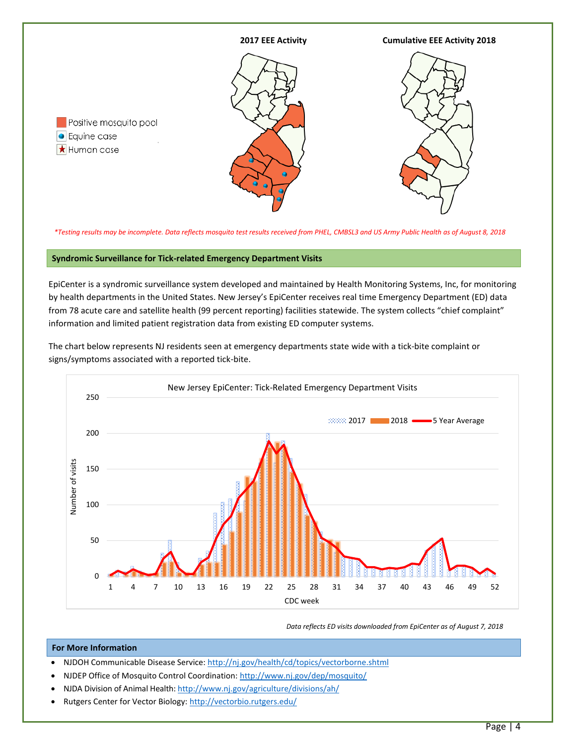2017 EEE Activity

Cumulative EEE Activity 2018

Positive mosquito pool
Equine case
Human case

*\*Testing results may be incomplete. Data reflects mosquito test results received from PHEL, CMBSL3 and US Army Public Health as of August 8, 2018*

## Syndromic Surveillance for Tick-related Emergency Department Visits

EpiCenter is a syndromic surveillance system developed and maintained by Health Monitoring Systems, Inc, for monitoring by health departments in the United States. New Jersey's EpiCenter receives real time Emergency Department (ED) data from 78 acute care and satellite health (99 percent reporting) facilities statewide. The system collects "chief complaint" information and limited patient registration data from existing ED computer systems.

The chart below represents NJ residents seen at emergency departments state wide with a tick-bite complaint or signs/symptoms associated with a reported tick-bite.

New Jersey EpiCenter: Tick-Related Emergency Department Visits

2017
2018
5 Year Average

Number of visits
250
200
150
100
50
0

1 4 7 10 13 16 19 22 25 28 31 34 37 40 43 46 49 52

CDC week

*Data reflects ED visits downloaded from EpiCenter as of August 7, 2018*

## For More Information

- NJDOH Communicable Disease Service: http://nj.gov/health/cd/topics/vectorborne.shtml
- NJDEP Office of Mosquito Control Coordination: http://www.nj.gov/dep/mosquito/
- NJDA Division of Animal Health: http://www.nj.gov/agriculture/divisions/ah/
- Rutgers Center for Vector Biology: http://vectorbio.rutgers.edu/